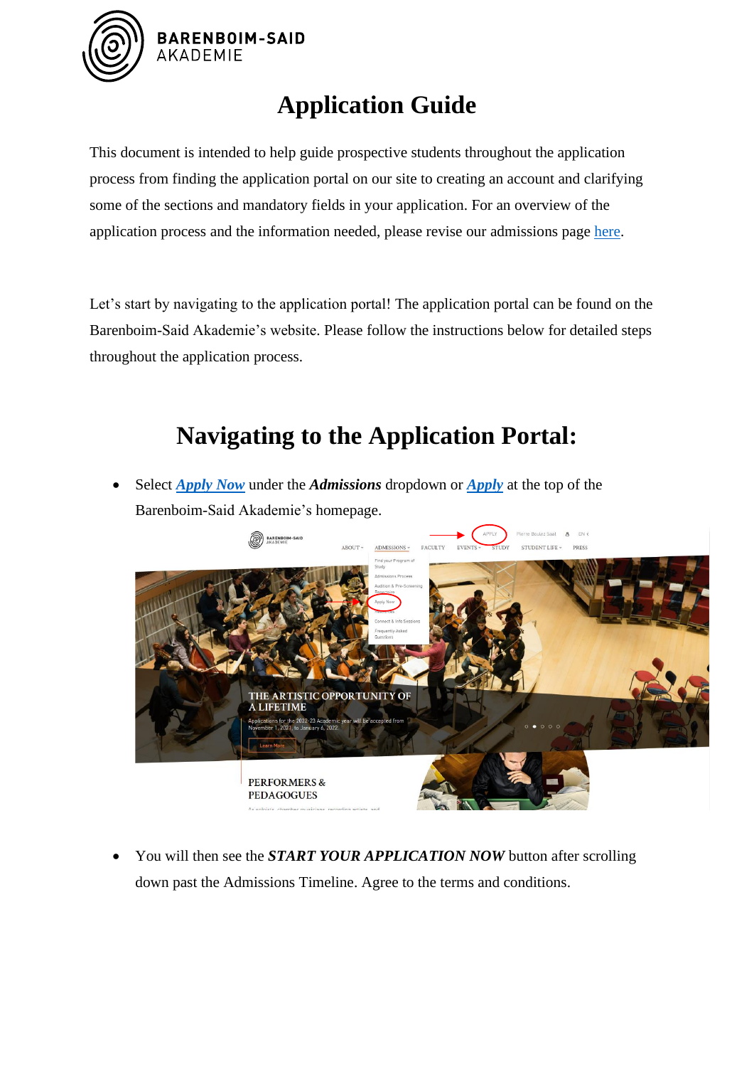# Application Guide

This document is intended to help guide prospective students throughout the application process from finding the application portal on our site to creating an account and clarifying some of the sections and mandatory fields in your application. For an overview of the application process and the information needed, please revise our admissions page [here](#).

Let's start by navigating to the application portal! The application portal can be found on the Barenboim-Said Akademie's website. Please follow the instructions below for detailed steps throughout the application process.

## Navigating to the Application Portal:

- Select ***Apply Now*** under the ***Admissions*** dropdown or ***Apply*** at the top of the Barenboim-Said Akademie's homepage.

- You will then see the ***START YOUR APPLICATION NOW*** button after scrolling down past the Admissions Timeline. Agree to the terms and conditions.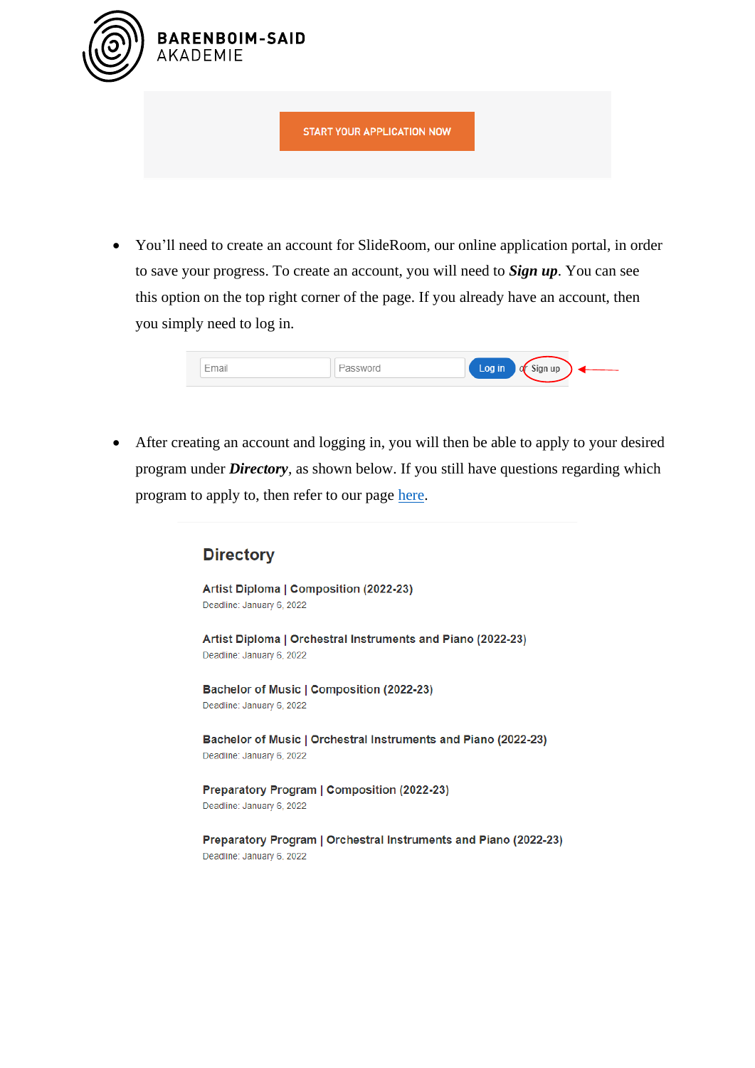BARENBOIM-SAID AKADEMIE

START YOUR APPLICATION NOW

- You'll need to create an account for SlideRoom, our online application portal, in order to save your progress. To create an account, you will need to ***Sign up***. You can see this option on the top right corner of the page. If you already have an account, then you simply need to log in.

Email | Password | Log in | or Sign up

- After creating an account and logging in, you will then be able to apply to your desired program under ***Directory***, as shown below. If you still have questions regarding which program to apply to, then refer to our page [here](#).

## Directory

**Artist Diploma | Composition (2022-23)**
Deadline: January 6, 2022

**Artist Diploma | Orchestral Instruments and Piano (2022-23)**
Deadline: January 6, 2022

**Bachelor of Music | Composition (2022-23)**
Deadline: January 6, 2022

**Bachelor of Music | Orchestral Instruments and Piano (2022-23)**
Deadline: January 6, 2022

**Preparatory Program | Composition (2022-23)**
Deadline: January 6, 2022

**Preparatory Program | Orchestral Instruments and Piano (2022-23)**
Deadline: January 6, 2022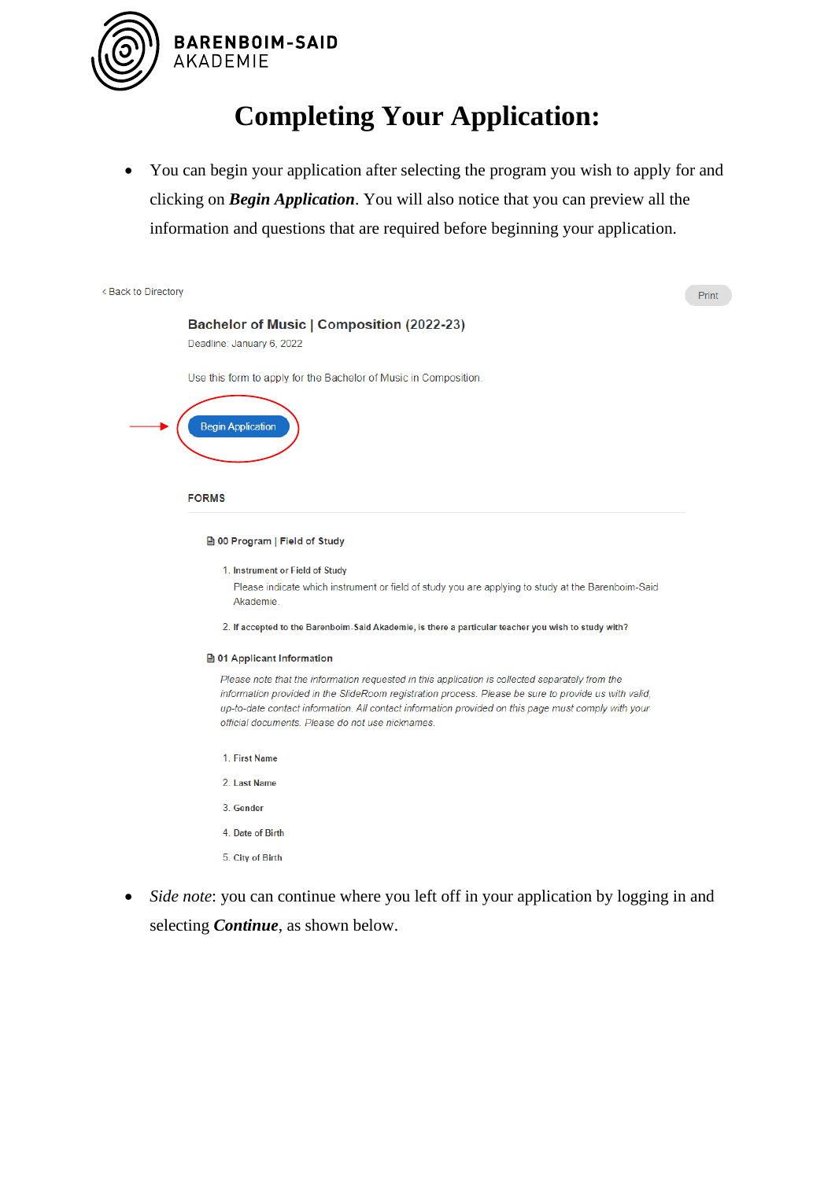# Completing Your Application:

- You can begin your application after selecting the program you wish to apply for and clicking on ***Begin Application***. You will also notice that you can preview all the information and questions that are required before beginning your application.

< Back to Directory

Print

**Bachelor of Music | Composition (2022-23)**

Deadline: January 6, 2022

Use this form to apply for the Bachelor of Music in Composition.

Begin Application

**FORMS**

**00 Program | Field of Study**

1. Instrument or Field of Study
   Please indicate which instrument or field of study you are applying to study at the Barenboim-Said Akademie.
2. If accepted to the Barenboim-Said Akademie, is there a particular teacher you wish to study with?

**01 Applicant Information**

*Please note that the information requested in this application is collected separately from the information provided in the SlideRoom registration process. Please be sure to provide us with valid, up-to-date contact information. All contact information provided on this page must comply with your official documents. Please do not use nicknames.*

1. First Name
2. Last Name
3. Gender
4. Date of Birth
5. City of Birth

- *Side note*: you can continue where you left off in your application by logging in and selecting ***Continue***, as shown below.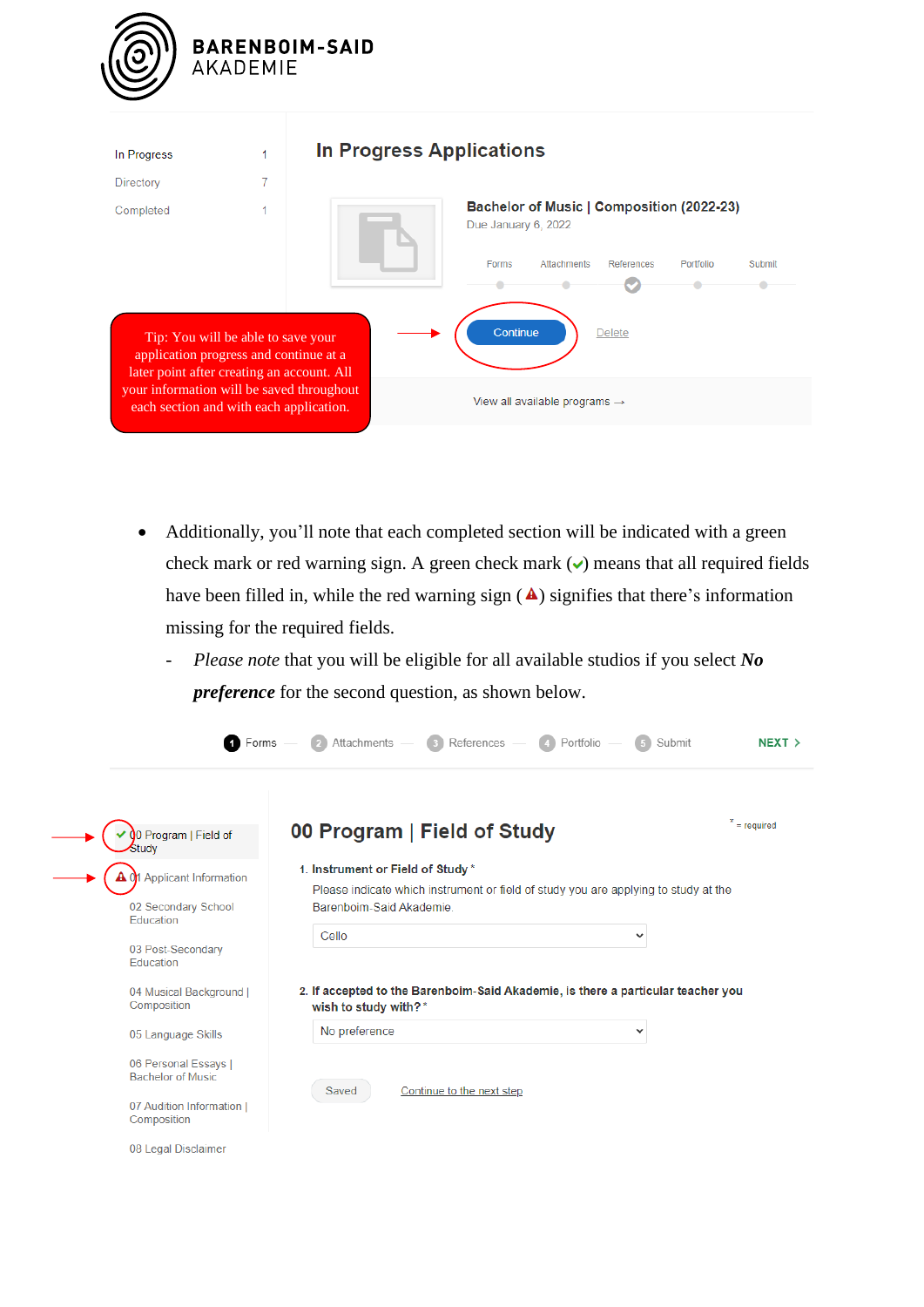**BARENBOIM-SAID AKADEMIE**

In Progress 1
Directory 7
Completed 1

## In Progress Applications

**Bachelor of Music | Composition (2022-23)**
Due January 6, 2022

Forms — Attachments — References — Portfolio — Submit

Continue    Delete

View all available programs →

Tip: You will be able to save your application progress and continue at a later point after creating an account. All your information will be saved throughout each section and with each application.

- Additionally, you'll note that each completed section will be indicated with a green check mark or red warning sign. A green check mark (✔) means that all required fields have been filled in, while the red warning sign (⚠) signifies that there's information missing for the required fields.
  - *Please note* that you will be eligible for all available studios if you select ***No preference*** for the second question, as shown below.

1 Forms — 2 Attachments — 3 References — 4 Portfolio — 5 Submit    NEXT ›

✔ 00 Program | Field of Study
⚠ 01 Applicant Information
02 Secondary School Education
03 Post-Secondary Education
04 Musical Background | Composition
05 Language Skills
06 Personal Essays | Bachelor of Music
07 Audition Information | Composition
08 Legal Disclaimer

## 00 Program | Field of Study

* = required

1. **Instrument or Field of Study** *
   Please indicate which instrument or field of study you are applying to study at the Barenboim-Said Akademie.
   Cello

2. **If accepted to the Barenboim-Said Akademie, is there a particular teacher you wish to study with?** *
   No preference

Saved    Continue to the next step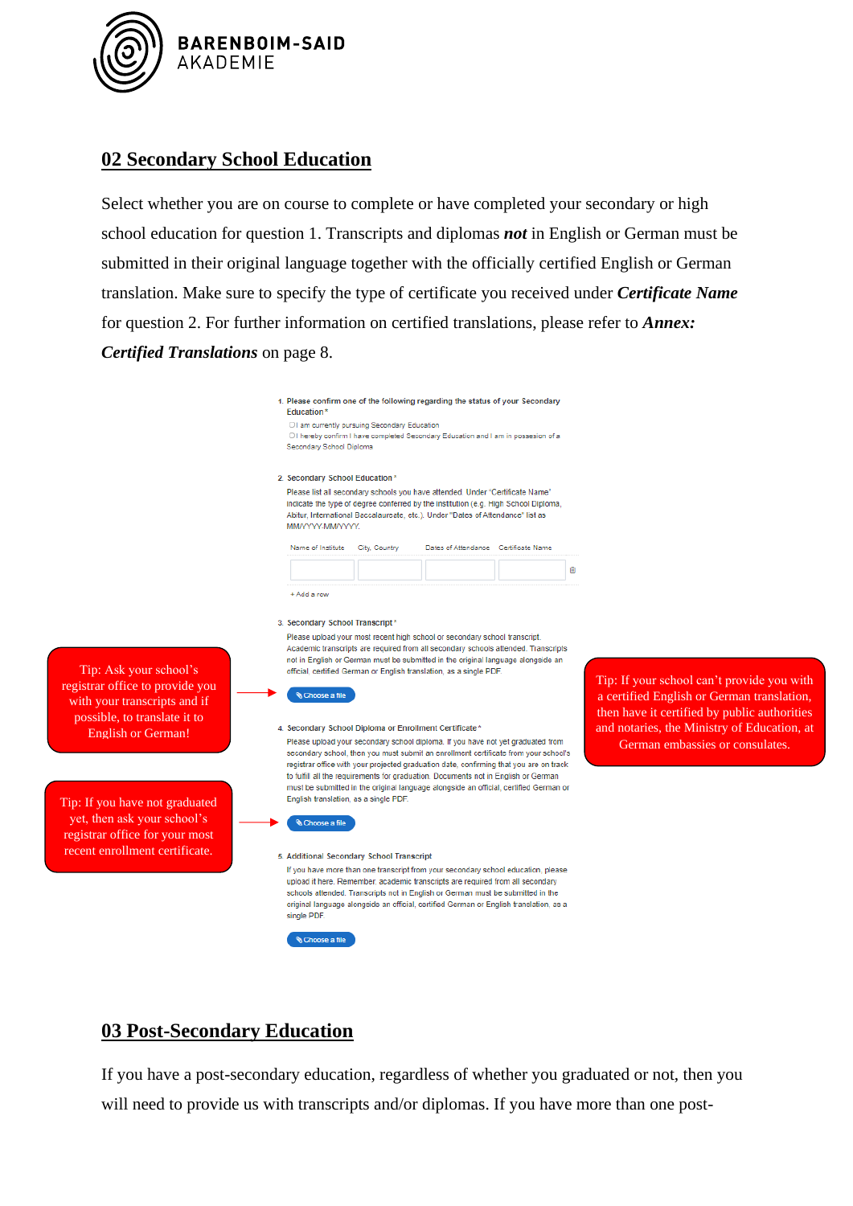## 02 Secondary School Education

Select whether you are on course to complete or have completed your secondary or high school education for question 1. Transcripts and diplomas ***not*** in English or German must be submitted in their original language together with the officially certified English or German translation. Make sure to specify the type of certificate you received under ***Certificate Name*** for question 2. For further information on certified translations, please refer to ***Annex: Certified Translations*** on page 8.

1. Please confirm one of the following regarding the status of your Secondary Education *
   - I am currently pursuing Secondary Education
   - I hereby confirm I have completed Secondary Education and I am in possession of a Secondary School Diploma

2. Secondary School Education *

   Please list all secondary schools you have attended. Under "Certificate Name" indicate the type of degree conferred by the institution (e.g. High School Diploma, Abitur, International Baccalaureate, etc.). Under "Dates of Attendance" list as MM/YYYY-MM/YYYY.

   | Name of Institute | City, Country | Dates of Attendance | Certificate Name |
   |---|---|---|---|
   | | | | |

   + Add a row

3. Secondary School Transcript *

   Please upload your most recent high school or secondary school transcript. Academic transcripts are required from all secondary schools attended. Transcripts not in English or German must be submitted in the original language alongside an official, certified German or English translation, as a single PDF.

   Choose a file

4. Secondary School Diploma or Enrollment Certificate *

   Please upload your secondary school diploma. If you have not yet graduated from secondary school, then you must submit an enrollment certificate from your school's registrar office with your projected graduation date, confirming that you are on track to fulfill all the requirements for graduation. Documents not in English or German must be submitted in the original language alongside an official, certified German or English translation, as a single PDF.

   Choose a file

5. Additional Secondary School Transcript

   If you have more than one transcript from your secondary school education, please upload it here. Remember, academic transcripts are required from all secondary schools attended. Transcripts not in English or German must be submitted in the original language alongside an official, certified German or English translation, as a single PDF.

   Choose a file

Tip: Ask your school's registrar office to provide you with your transcripts and if possible, to translate it to English or German!

Tip: If you have not graduated yet, then ask your school's registrar office for your most recent enrollment certificate.

Tip: If your school can't provide you with a certified English or German translation, then have it certified by public authorities and notaries, the Ministry of Education, at German embassies or consulates.

## 03 Post-Secondary Education

If you have a post-secondary education, regardless of whether you graduated or not, then you will need to provide us with transcripts and/or diplomas. If you have more than one post-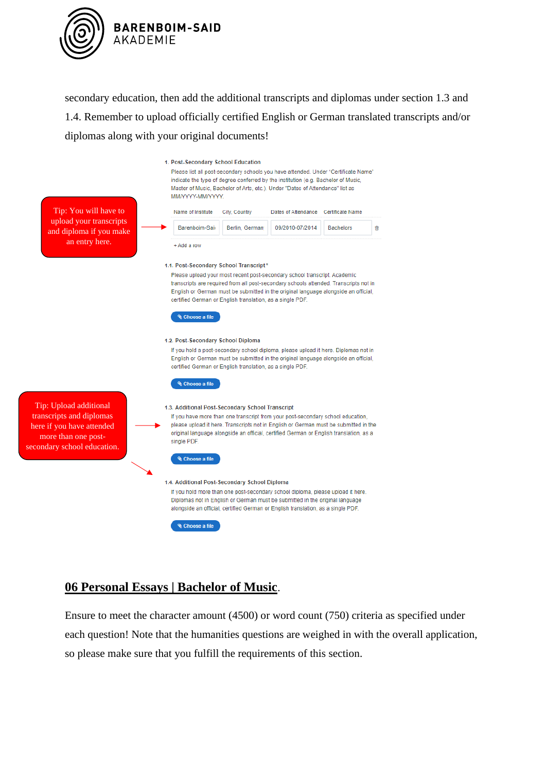secondary education, then add the additional transcripts and diplomas under section 1.3 and 1.4. Remember to upload officially certified English or German translated transcripts and/or diplomas along with your original documents!

Tip: You will have to upload your transcripts and diploma if you make an entry here.

1. Post-Secondary School Education

Please list all post-secondary schools you have attended. Under "Certificate Name" indicate the type of degree conferred by the institution (e.g. Bachelor of Music, Master of Music, Bachelor of Arts, etc.). Under "Dates of Attendance" list as MM/YYYY-MM/YYYY.

| Name of Institute | City, Country | Dates of Attendance | Certificate Name |
| --- | --- | --- | --- |
| Barenboim-Sai | Berlin, German | 09/2010-07/2014 | Bachelors |

+ Add a row

1.1. Post-Secondary School Transcript*

Please upload your most recent post-secondary school transcript. Academic transcripts are required from all post-secondary schools attended. Transcripts not in English or German must be submitted in the original language alongside an official, certified German or English translation, as a single PDF.

Choose a file

1.2. Post-Secondary School Diploma

If you hold a post-secondary school diploma, please upload it here. Diplomas not in English or German must be submitted in the original language alongside an official, certified German or English translation, as a single PDF.

Choose a file

Tip: Upload additional transcripts and diplomas here if you have attended more than one post-secondary school education.

1.3. Additional Post-Secondary School Transcript

If you have more than one transcript from your post-secondary school education, please upload it here. Transcripts not in English or German must be submitted in the original language alongside an official, certified German or English translation, as a single PDF

Choose a file

1.4. Additional Post-Secondary School Diploma

If you hold more than one post-secondary school diploma, please upload it here. Diplomas not in English or German must be submitted in the original language alongside an official, certified German or English translation, as a single PDF.

Choose a file

## 06 Personal Essays | Bachelor of Music.

Ensure to meet the character amount (4500) or word count (750) criteria as specified under each question! Note that the humanities questions are weighed in with the overall application, so please make sure that you fulfill the requirements of this section.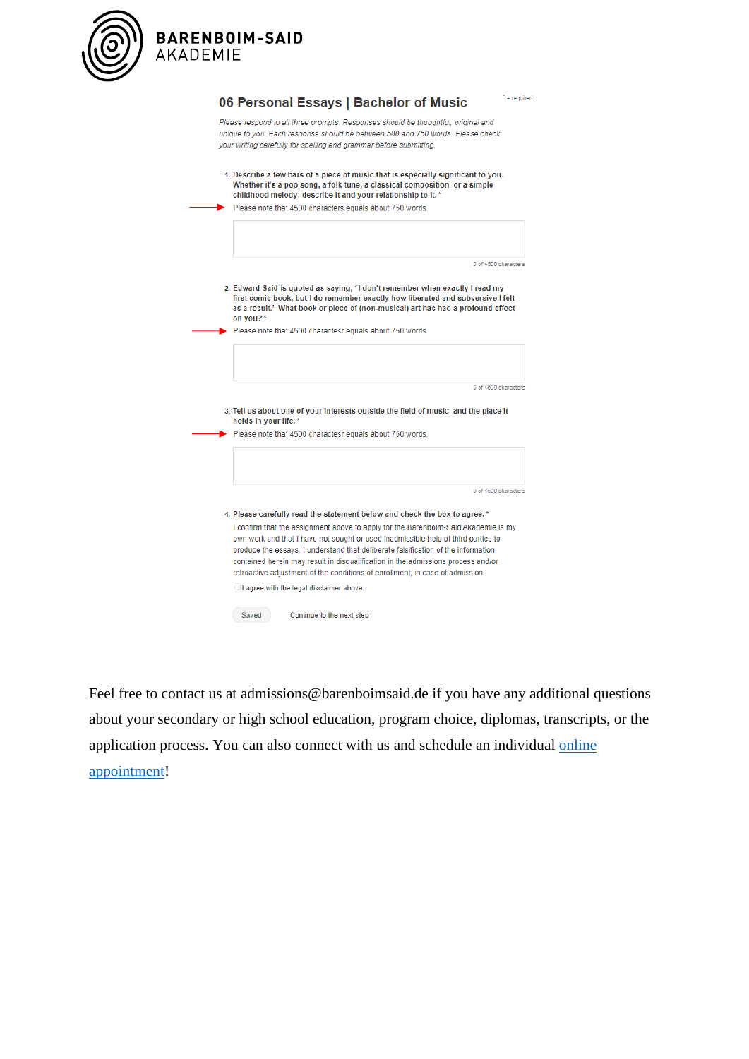**BARENBOIM-SAID**
AKADEMIE

## 06 Personal Essays | Bachelor of Music

\* = required

*Please respond to all three prompts. Responses should be thoughtful, original and unique to you. Each response should be between 500 and 750 words. Please check your writing carefully for spelling and grammar before submitting.*

1. **Describe a few bars of a piece of music that is especially significant to you. Whether it's a pop song, a folk tune, a classical composition, or a simple childhood melody: describe it and your relationship to it.** *

   Please note that 4500 characters equals about 750 words.

   0 of 4500 characters

2. **Edward Said is quoted as saying, "I don't remember when exactly I read my first comic book, but I do remember exactly how liberated and subversive I felt as a result." What book or piece of (non-musical) art has had a profound effect on you?** *

   Please note that 4500 charactesr equals about 750 words.

   0 of 4500 characters

3. **Tell us about one of your interests outside the field of music, and the place it holds in your life.** *

   Please note that 4500 charactesr equals about 750 words.

   0 of 4500 characters

4. **Please carefully read the statement below and check the box to agree.** *

   I confirm that the assignment above to apply for the Barenboim-Said Akademie is my own work and that I have not sought or used inadmissible help of third parties to produce the essays. I understand that deliberate falsification of the information contained herein may result in disqualification in the admissions process and/or retroactive adjustment of the conditions of enrollment, in case of admission.

   ☐ I agree with the legal disclaimer above.

Saved    Continue to the next step

Feel free to contact us at admissions@barenboimsaid.de if you have any additional questions about your secondary or high school education, program choice, diplomas, transcripts, or the application process. You can also connect with us and schedule an individual online appointment!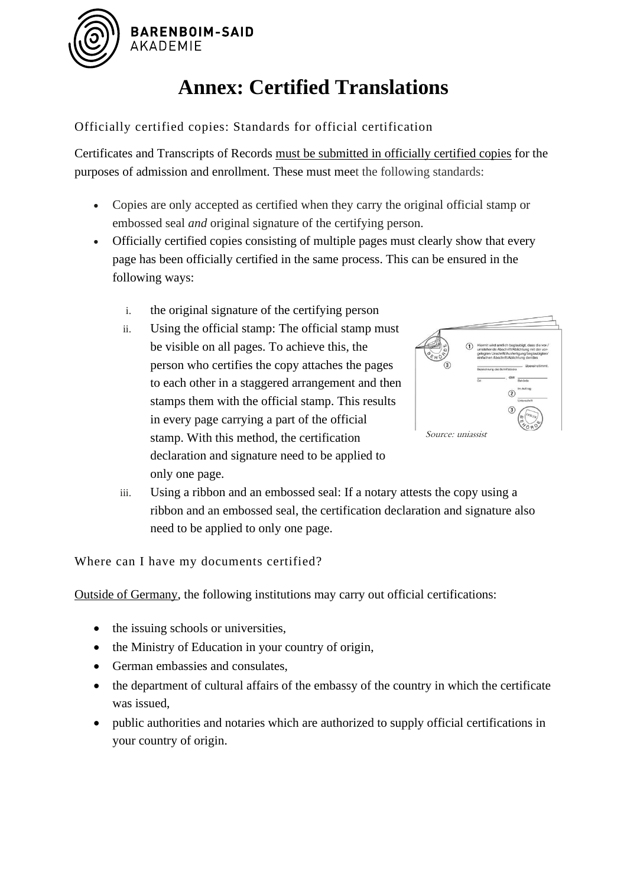# Annex: Certified Translations

## Officially certified copies: Standards for official certification

Certificates and Transcripts of Records must be submitted in officially certified copies for the purposes of admission and enrollment. These must meet the following standards:

- Copies are only accepted as certified when they carry the original official stamp or embossed seal *and* original signature of the certifying person.
- Officially certified copies consisting of multiple pages must clearly show that every page has been officially certified in the same process. This can be ensured in the following ways:

  i. the original signature of the certifying person

  ii. Using the official stamp: The official stamp must be visible on all pages. To achieve this, the person who certifies the copy attaches the pages to each other in a staggered arrangement and then stamps them with the official stamp. This results in every page carrying a part of the official stamp. With this method, the certification declaration and signature need to be applied to only one page.

  iii. Using a ribbon and an embossed seal: If a notary attests the copy using a ribbon and an embossed seal, the certification declaration and signature also need to be applied to only one page.

Source: uniassist

## Where can I have my documents certified?

Outside of Germany, the following institutions may carry out official certifications:

- the issuing schools or universities,
- the Ministry of Education in your country of origin,
- German embassies and consulates,
- the department of cultural affairs of the embassy of the country in which the certificate was issued,
- public authorities and notaries which are authorized to supply official certifications in your country of origin.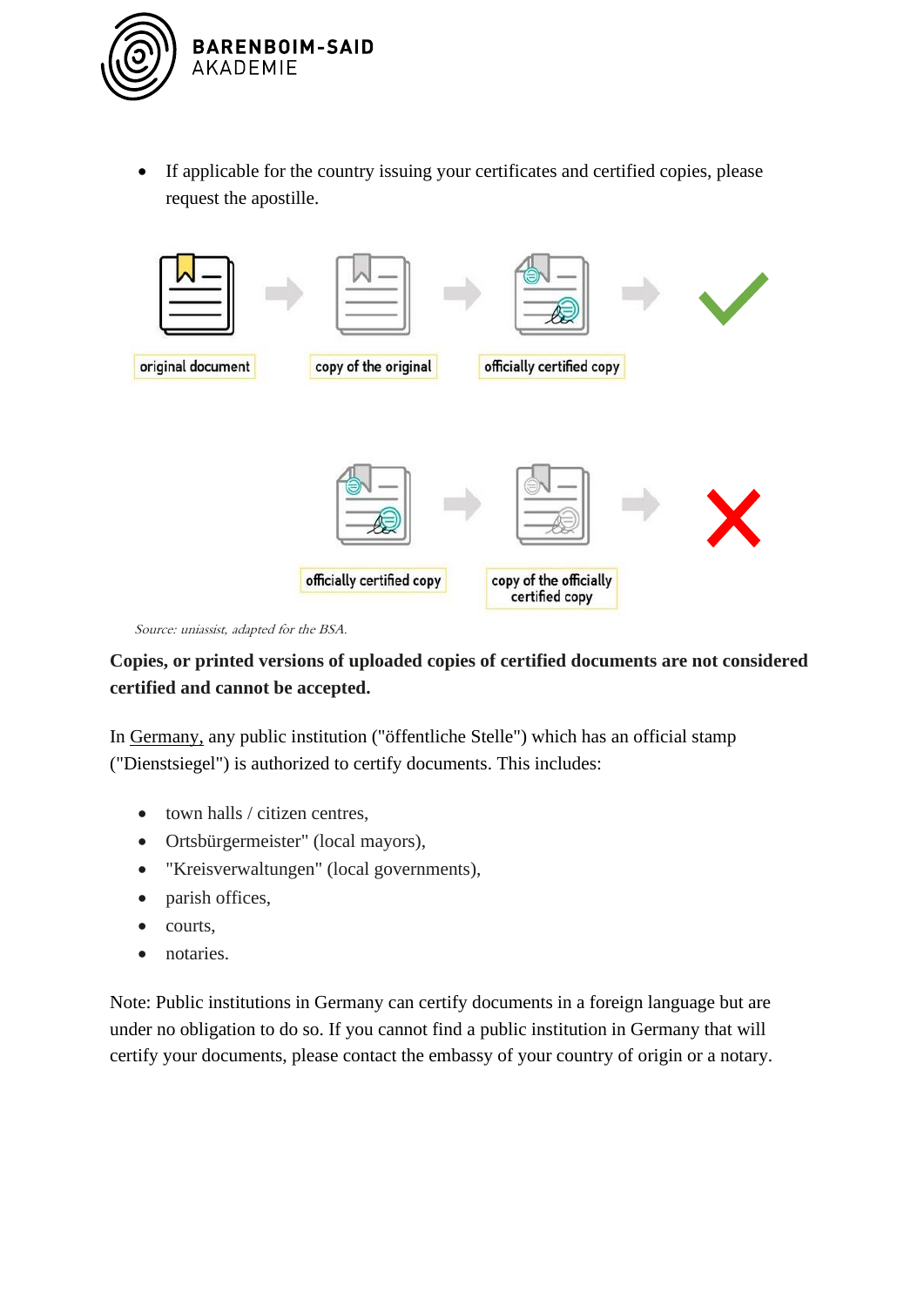- If applicable for the country issuing your certificates and certified copies, please request the apostille.

original document → copy of the original → officially certified copy → ✓

officially certified copy → copy of the officially certified copy → ✗

*Source: uniassist, adapted for the BSA.*

**Copies, or printed versions of uploaded copies of certified documents are not considered certified and cannot be accepted.**

In Germany, any public institution ("öffentliche Stelle") which has an official stamp ("Dienstsiegel") is authorized to certify documents. This includes:

- town halls / citizen centres,
- Ortsbürgermeister" (local mayors),
- "Kreisverwaltungen" (local governments),
- parish offices,
- courts,
- notaries.

Note: Public institutions in Germany can certify documents in a foreign language but are under no obligation to do so. If you cannot find a public institution in Germany that will certify your documents, please contact the embassy of your country of origin or a notary.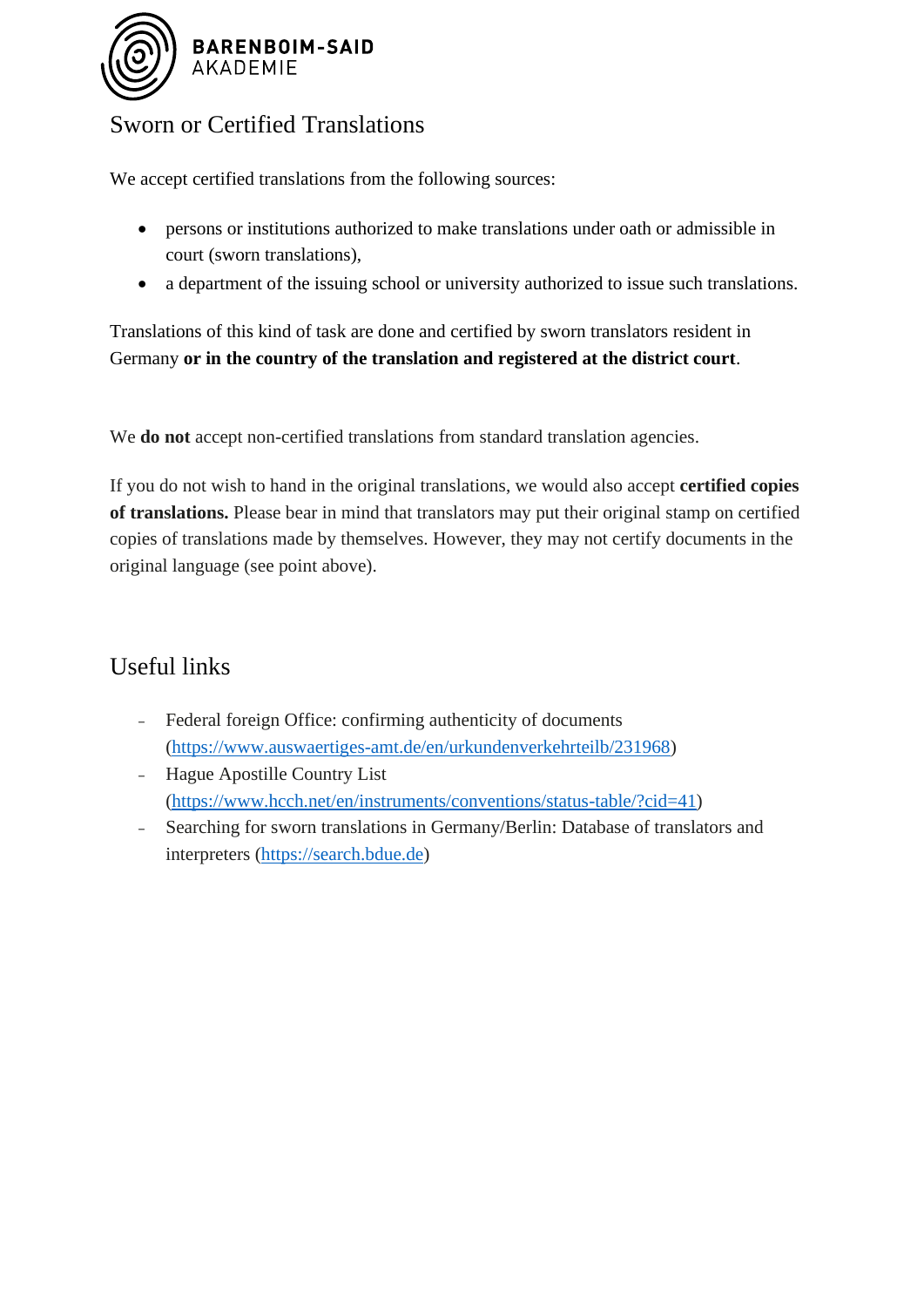## Sworn or Certified Translations

We accept certified translations from the following sources:

- persons or institutions authorized to make translations under oath or admissible in court (sworn translations),
- a department of the issuing school or university authorized to issue such translations.

Translations of this kind of task are done and certified by sworn translators resident in Germany **or in the country of the translation and registered at the district court**.

We **do not** accept non-certified translations from standard translation agencies.

If you do not wish to hand in the original translations, we would also accept **certified copies of translations.** Please bear in mind that translators may put their original stamp on certified copies of translations made by themselves. However, they may not certify documents in the original language (see point above).

## Useful links

- Federal foreign Office: confirming authenticity of documents (https://www.auswaertiges-amt.de/en/urkundenverkehrteilb/231968)
- Hague Apostille Country List (https://www.hcch.net/en/instruments/conventions/status-table/?cid=41)
- Searching for sworn translations in Germany/Berlin: Database of translators and interpreters (https://search.bdue.de)